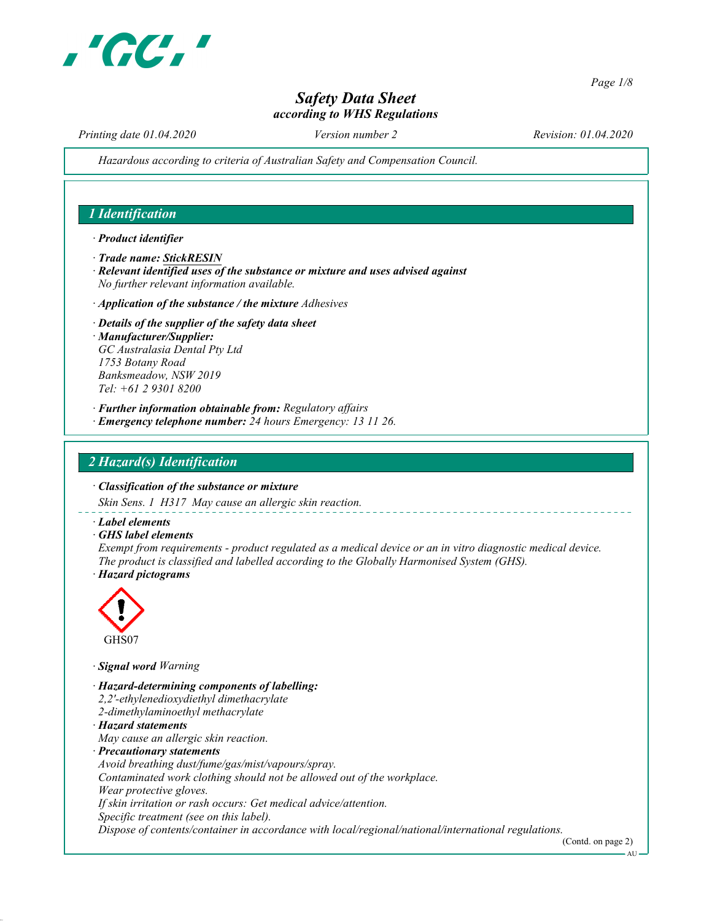# Safety Data Sheet
*according to WHS Regulations*

*Printing date 01.04.2020* *Version number 2* *Revision: 01.04.2020*

*Hazardous according to criteria of Australian Safety and Compensation Council.*

## 1 Identification

· **Product identifier**

· **Trade name: StickRESIN**
· **Relevant identified uses of the substance or mixture and uses advised against**
*No further relevant information available.*

· **Application of the substance / the mixture** *Adhesives*

· **Details of the supplier of the safety data sheet**
· **Manufacturer/Supplier:**
*GC Australasia Dental Pty Ltd*
*1753 Botany Road*
*Banksmeadow, NSW 2019*
*Tel: +61 2 9301 8200*

· **Further information obtainable from:** *Regulatory affairs*
· **Emergency telephone number:** *24 hours Emergency: 13 11 26.*

## 2 Hazard(s) Identification

· **Classification of the substance or mixture**
*Skin Sens. 1 H317 May cause an allergic skin reaction.*

· **Label elements**
· **GHS label elements**
*Exempt from requirements - product regulated as a medical device or an in vitro diagnostic medical device.*
*The product is classified and labelled according to the Globally Harmonised System (GHS).*
· **Hazard pictograms**

GHS07

· **Signal word** *Warning*

· **Hazard-determining components of labelling:**
*2,2'-ethylenedioxydiethyl dimethacrylate*
*2-dimethylaminoethyl methacrylate*
· **Hazard statements**
*May cause an allergic skin reaction.*
· **Precautionary statements**
*Avoid breathing dust/fume/gas/mist/vapours/spray.*
*Contaminated work clothing should not be allowed out of the workplace.*
*Wear protective gloves.*
*If skin irritation or rash occurs: Get medical advice/attention.*
*Specific treatment (see on this label).*
*Dispose of contents/container in accordance with local/regional/national/international regulations.*

(Contd. on page 2)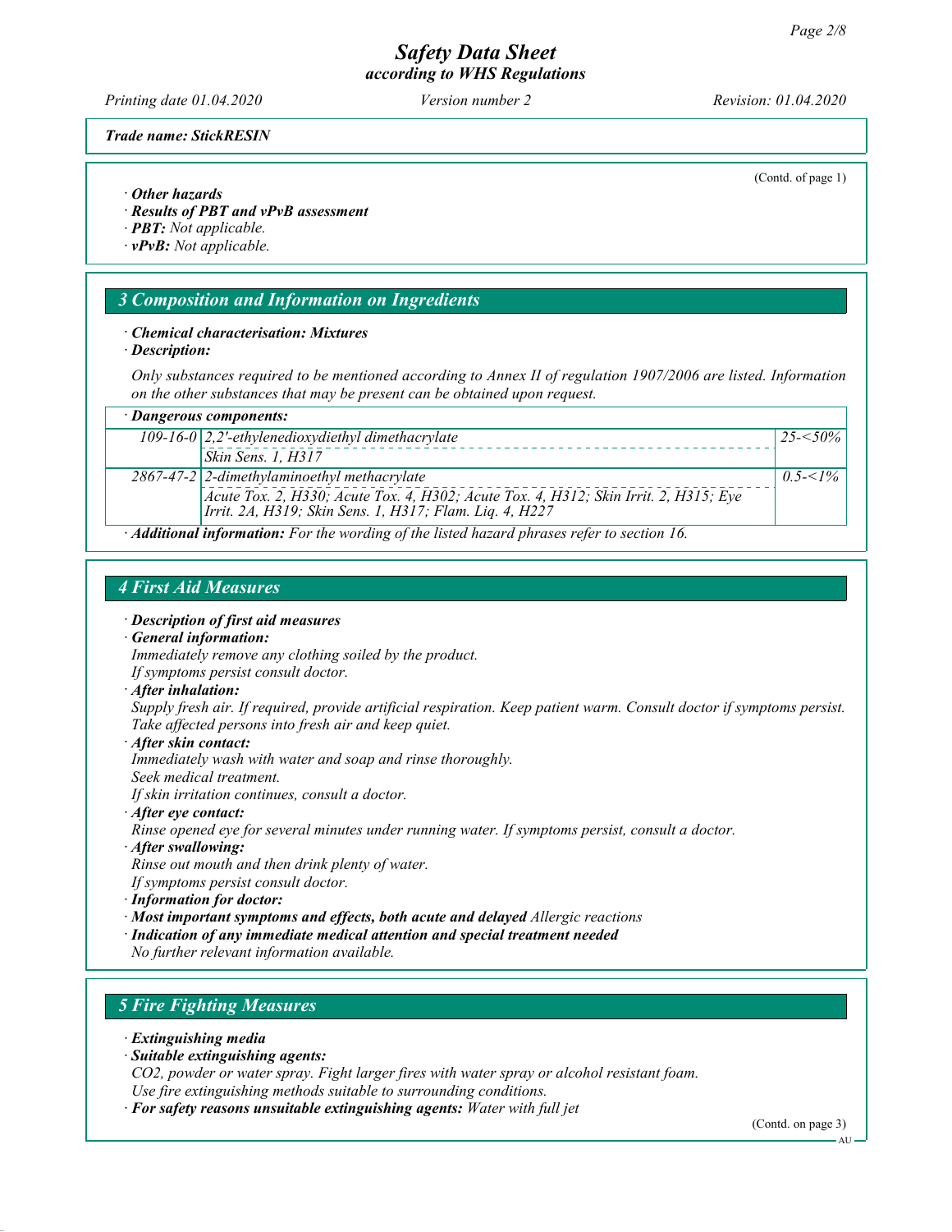(Contd. of page 1)

· ***Other hazards***
· ***Results of PBT and vPvB assessment***
· ***PBT:*** *Not applicable.*
· ***vPvB:*** *Not applicable.*

## 3 Composition and Information on Ingredients

· ***Chemical characterisation: Mixtures***
· ***Description:***

*Only substances required to be mentioned according to Annex II of regulation 1907/2006 are listed. Information on the other substances that may be present can be obtained upon request.*

| · *Dangerous components:* | | |
|---|---|---|
| 109-16-0 | 2,2'-ethylenedioxydiethyl dimethacrylate<br>Skin Sens. 1, H317 | 25-<50% |
| 2867-47-2 | 2-dimethylaminoethyl methacrylate<br>Acute Tox. 2, H330; Acute Tox. 4, H302; Acute Tox. 4, H312; Skin Irrit. 2, H315; Eye Irrit. 2A, H319; Skin Sens. 1, H317; Flam. Liq. 4, H227 | 0.5-<1% |

· ***Additional information:*** *For the wording of the listed hazard phrases refer to section 16.*

## 4 First Aid Measures

· ***Description of first aid measures***
· ***General information:***
*Immediately remove any clothing soiled by the product.*
*If symptoms persist consult doctor.*
· ***After inhalation:***
*Supply fresh air. If required, provide artificial respiration. Keep patient warm. Consult doctor if symptoms persist.*
*Take affected persons into fresh air and keep quiet.*
· ***After skin contact:***
*Immediately wash with water and soap and rinse thoroughly.*
*Seek medical treatment.*
*If skin irritation continues, consult a doctor.*
· ***After eye contact:***
*Rinse opened eye for several minutes under running water. If symptoms persist, consult a doctor.*
· ***After swallowing:***
*Rinse out mouth and then drink plenty of water.*
*If symptoms persist consult doctor.*
· ***Information for doctor:***
· ***Most important symptoms and effects, both acute and delayed*** *Allergic reactions*
· ***Indication of any immediate medical attention and special treatment needed***
*No further relevant information available.*

## 5 Fire Fighting Measures

· ***Extinguishing media***
· ***Suitable extinguishing agents:***
*CO2, powder or water spray. Fight larger fires with water spray or alcohol resistant foam.*
*Use fire extinguishing methods suitable to surrounding conditions.*
· ***For safety reasons unsuitable extinguishing agents:*** *Water with full jet*

(Contd. on page 3)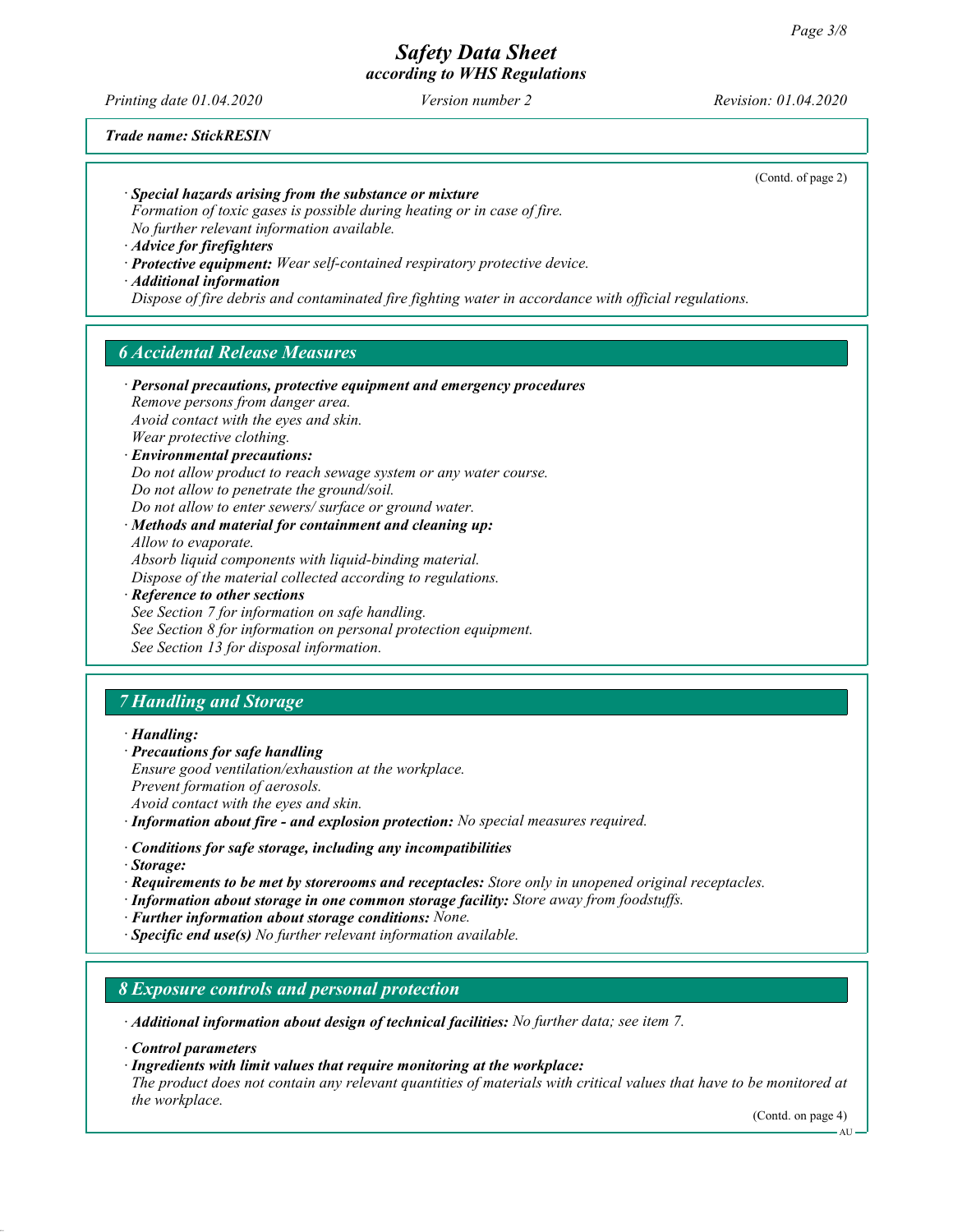(Contd. of page 2)

· **Special hazards arising from the substance or mixture**
Formation of toxic gases is possible during heating or in case of fire.
No further relevant information available.
· **Advice for firefighters**
· **Protective equipment:** Wear self-contained respiratory protective device.
· **Additional information**
Dispose of fire debris and contaminated fire fighting water in accordance with official regulations.

## 6 Accidental Release Measures

· **Personal precautions, protective equipment and emergency procedures**
Remove persons from danger area.
Avoid contact with the eyes and skin.
Wear protective clothing.
· **Environmental precautions:**
Do not allow product to reach sewage system or any water course.
Do not allow to penetrate the ground/soil.
Do not allow to enter sewers/ surface or ground water.
· **Methods and material for containment and cleaning up:**
Allow to evaporate.
Absorb liquid components with liquid-binding material.
Dispose of the material collected according to regulations.
· **Reference to other sections**
See Section 7 for information on safe handling.
See Section 8 for information on personal protection equipment.
See Section 13 for disposal information.

## 7 Handling and Storage

· **Handling:**
· **Precautions for safe handling**
Ensure good ventilation/exhaustion at the workplace.
Prevent formation of aerosols.
Avoid contact with the eyes and skin.
· **Information about fire - and explosion protection:** No special measures required.

· **Conditions for safe storage, including any incompatibilities**
· **Storage:**
· **Requirements to be met by storerooms and receptacles:** Store only in unopened original receptacles.
· **Information about storage in one common storage facility:** Store away from foodstuffs.
· **Further information about storage conditions:** None.
· **Specific end use(s)** No further relevant information available.

## 8 Exposure controls and personal protection

· **Additional information about design of technical facilities:** No further data; see item 7.

· **Control parameters**
· **Ingredients with limit values that require monitoring at the workplace:**
The product does not contain any relevant quantities of materials with critical values that have to be monitored at the workplace.

(Contd. on page 4)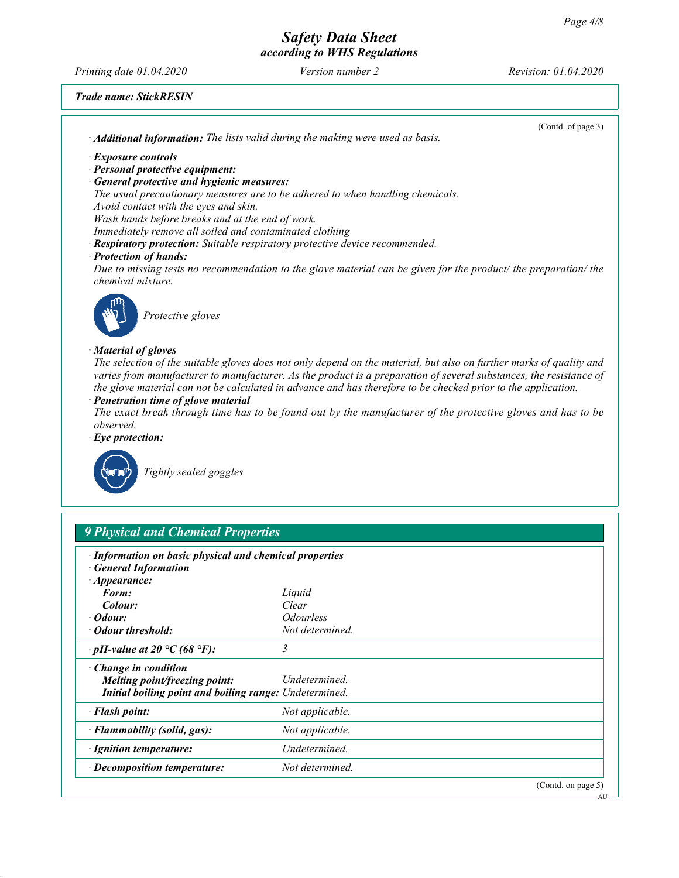**Trade name: StickRESIN**

(Contd. of page 3)

· **Additional information:** The lists valid during the making were used as basis.

· **Exposure controls**
· **Personal protective equipment:**
· **General protective and hygienic measures:**
The usual precautionary measures are to be adhered to when handling chemicals.
Avoid contact with the eyes and skin.
Wash hands before breaks and at the end of work.
Immediately remove all soiled and contaminated clothing
· **Respiratory protection:** Suitable respiratory protective device recommended.
· **Protection of hands:**
Due to missing tests no recommendation to the glove material can be given for the product/ the preparation/ the chemical mixture.

Protective gloves

· **Material of gloves**
The selection of the suitable gloves does not only depend on the material, but also on further marks of quality and varies from manufacturer to manufacturer. As the product is a preparation of several substances, the resistance of the glove material can not be calculated in advance and has therefore to be checked prior to the application.
· **Penetration time of glove material**
The exact break through time has to be found out by the manufacturer of the protective gloves and has to be observed.
· **Eye protection:**

Tightly sealed goggles

## 9 Physical and Chemical Properties

| | |
|---|---|
| · **Information on basic physical and chemical properties** | |
| · **General Information** | |
| · **Appearance:** | |
| **Form:** | Liquid |
| **Colour:** | Clear |
| · **Odour:** | Odourless |
| · **Odour threshold:** | Not determined. |
| · **pH-value at 20 °C (68 °F):** | 3 |
| · **Change in condition** | |
| **Melting point/freezing point:** | Undetermined. |
| **Initial boiling point and boiling range:** | Undetermined. |
| · **Flash point:** | Not applicable. |
| · **Flammability (solid, gas):** | Not applicable. |
| · **Ignition temperature:** | Undetermined. |
| · **Decomposition temperature:** | Not determined. |

(Contd. on page 5)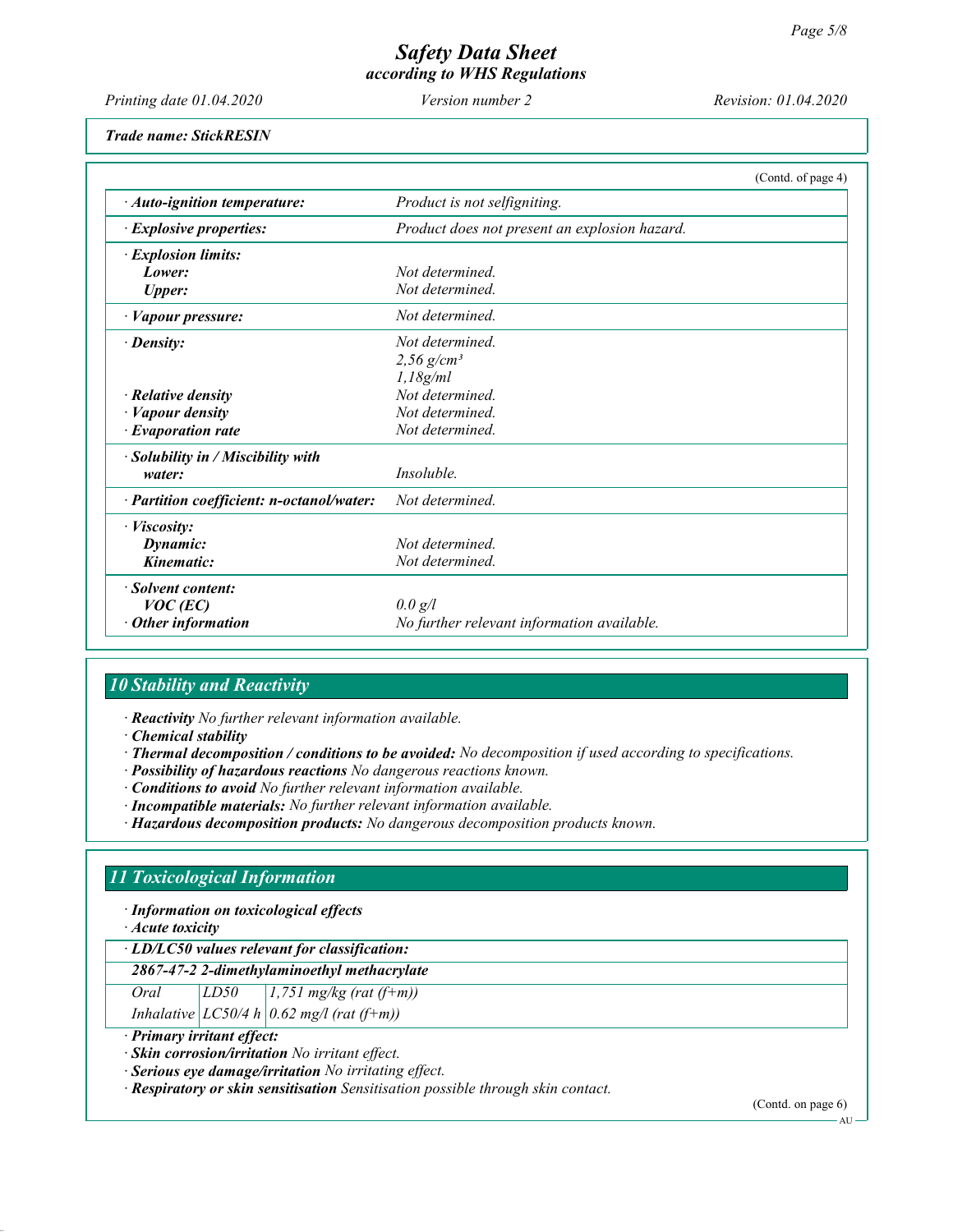*Trade name: StickRESIN*

(Contd. of page 4)

| | |
|---|---|
| · **Auto-ignition temperature:** | *Product is not selfigniting.* |
| · **Explosive properties:** | *Product does not present an explosion hazard.* |
| · **Explosion limits:** | |
| **Lower:** | *Not determined.* |
| **Upper:** | *Not determined.* |
| · **Vapour pressure:** | *Not determined.* |
| · **Density:** | *Not determined.* |
| | *2,56 g/cm³* |
| | *1,18g/ml* |
| · **Relative density** | *Not determined.* |
| · **Vapour density** | *Not determined.* |
| · **Evaporation rate** | *Not determined.* |
| · **Solubility in / Miscibility with water:** | *Insoluble.* |
| · **Partition coefficient: n-octanol/water:** | *Not determined.* |
| · **Viscosity:** | |
| **Dynamic:** | *Not determined.* |
| **Kinematic:** | *Not determined.* |
| · **Solvent content:** | |
| **VOC (EC)** | *0.0 g/l* |
| · **Other information** | *No further relevant information available.* |

## 10 Stability and Reactivity

· **Reactivity** *No further relevant information available.*
· **Chemical stability**
· **Thermal decomposition / conditions to be avoided:** *No decomposition if used according to specifications.*
· **Possibility of hazardous reactions** *No dangerous reactions known.*
· **Conditions to avoid** *No further relevant information available.*
· **Incompatible materials:** *No further relevant information available.*
· **Hazardous decomposition products:** *No dangerous decomposition products known.*

## 11 Toxicological Information

· **Information on toxicological effects**
· **Acute toxicity**

| · **LD/LC50 values relevant for classification:** | | |
|---|---|---|
| **2867-47-2 2-dimethylaminoethyl methacrylate** | | |
| *Oral* | *LD50* | *1,751 mg/kg (rat (f+m))* |
| *Inhalative* | *LC50/4 h* | *0.62 mg/l (rat (f+m))* |

· **Primary irritant effect:**
· **Skin corrosion/irritation** *No irritant effect.*
· **Serious eye damage/irritation** *No irritating effect.*
· **Respiratory or skin sensitisation** *Sensitisation possible through skin contact.*

(Contd. on page 6)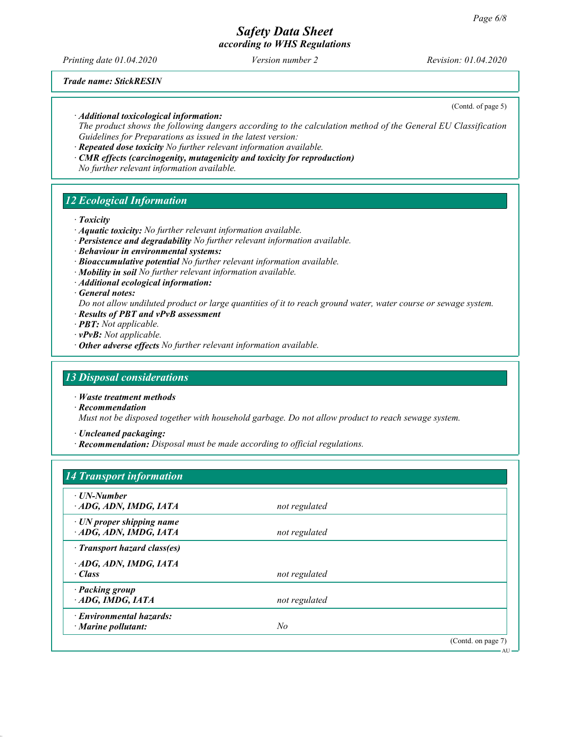*Trade name: StickRESIN*

(Contd. of page 5)

· **Additional toxicological information:**
The product shows the following dangers according to the calculation method of the General EU Classification Guidelines for Preparations as issued in the latest version:
· **Repeated dose toxicity** No further relevant information available.
· **CMR effects (carcinogenity, mutagenicity and toxicity for reproduction)**
No further relevant information available.

## 12 Ecological Information

· **Toxicity**
· **Aquatic toxicity:** No further relevant information available.
· **Persistence and degradability** No further relevant information available.
· **Behaviour in environmental systems:**
· **Bioaccumulative potential** No further relevant information available.
· **Mobility in soil** No further relevant information available.
· **Additional ecological information:**
· **General notes:**
Do not allow undiluted product or large quantities of it to reach ground water, water course or sewage system.
· **Results of PBT and vPvB assessment**
· **PBT:** Not applicable.
· **vPvB:** Not applicable.
· **Other adverse effects** No further relevant information available.

## 13 Disposal considerations

· **Waste treatment methods**
· **Recommendation**
Must not be disposed together with household garbage. Do not allow product to reach sewage system.

· **Uncleaned packaging:**
· **Recommendation:** Disposal must be made according to official regulations.

## 14 Transport information

| | |
|---|---|
| · **UN-Number**<br>· **ADG, ADN, IMDG, IATA** | not regulated |
| · **UN proper shipping name**<br>· **ADG, ADN, IMDG, IATA** | not regulated |
| · **Transport hazard class(es)** | |
| · **ADG, ADN, IMDG, IATA**<br>· **Class** | not regulated |
| · **Packing group**<br>· **ADG, IMDG, IATA** | not regulated |
| · **Environmental hazards:**<br>· **Marine pollutant:** | No |

(Contd. on page 7)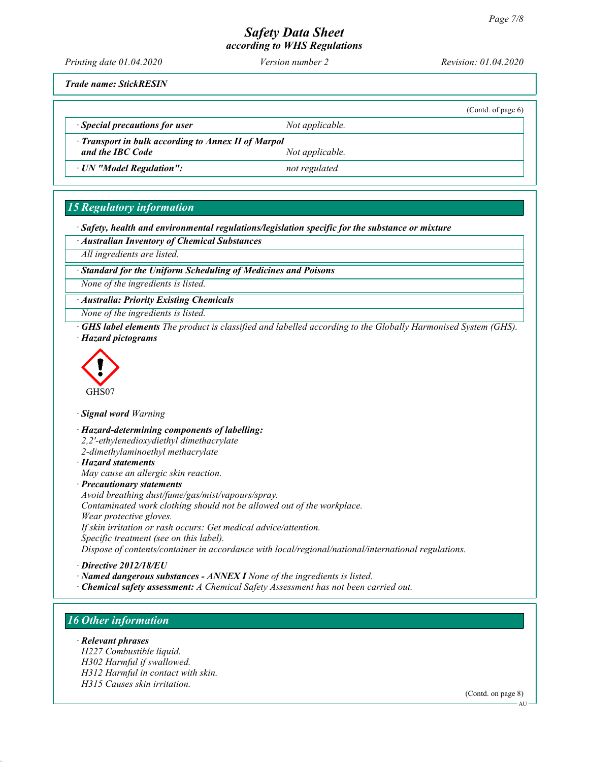*Trade name: StickRESIN*

(Contd. of page 6)

| | |
|---|---|
| · **Special precautions for user** | Not applicable. |
| · **Transport in bulk according to Annex II of Marpol and the IBC Code** | Not applicable. |
| · **UN "Model Regulation":** | not regulated |

## 15 Regulatory information

· **Safety, health and environmental regulations/legislation specific for the substance or mixture**

· **Australian Inventory of Chemical Substances**

All ingredients are listed.

· **Standard for the Uniform Scheduling of Medicines and Poisons**

None of the ingredients is listed.

· **Australia: Priority Existing Chemicals**

None of the ingredients is listed.

· **GHS label elements** The product is classified and labelled according to the Globally Harmonised System (GHS).

· **Hazard pictograms**

GHS07

· **Signal word** Warning

· **Hazard-determining components of labelling:**
2,2'-ethylenedioxydiethyl dimethacrylate
2-dimethylaminoethyl methacrylate

· **Hazard statements**
May cause an allergic skin reaction.

· **Precautionary statements**
Avoid breathing dust/fume/gas/mist/vapours/spray.
Contaminated work clothing should not be allowed out of the workplace.
Wear protective gloves.
If skin irritation or rash occurs: Get medical advice/attention.
Specific treatment (see on this label).
Dispose of contents/container in accordance with local/regional/national/international regulations.

· **Directive 2012/18/EU**

· **Named dangerous substances - ANNEX I** None of the ingredients is listed.

· **Chemical safety assessment:** A Chemical Safety Assessment has not been carried out.

## 16 Other information

· **Relevant phrases**
H227 Combustible liquid.
H302 Harmful if swallowed.
H312 Harmful in contact with skin.
H315 Causes skin irritation.

(Contd. on page 8)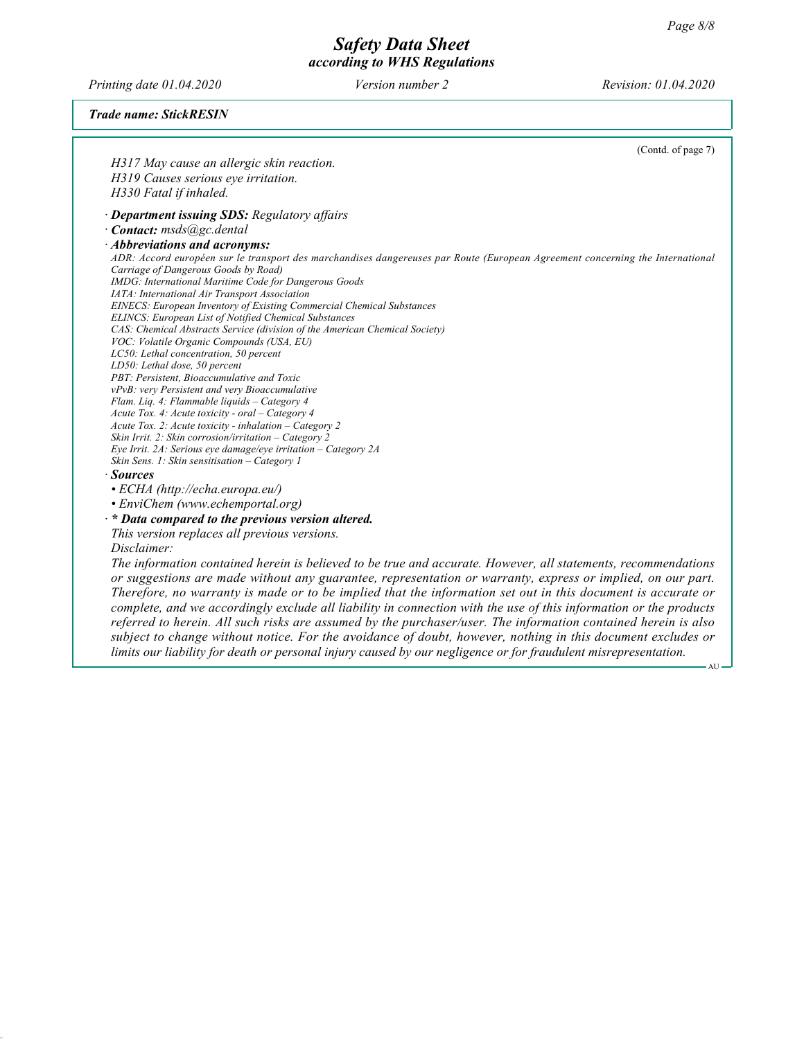(Contd. of page 7)

H317 May cause an allergic skin reaction.
H319 Causes serious eye irritation.
H330 Fatal if inhaled.

· **Department issuing SDS:** Regulatory affairs
· **Contact:** msds@gc.dental
· **Abbreviations and acronyms:**

ADR: Accord européen sur le transport des marchandises dangereuses par Route (European Agreement concerning the International Carriage of Dangerous Goods by Road)
IMDG: International Maritime Code for Dangerous Goods
IATA: International Air Transport Association
EINECS: European Inventory of Existing Commercial Chemical Substances
ELINCS: European List of Notified Chemical Substances
CAS: Chemical Abstracts Service (division of the American Chemical Society)
VOC: Volatile Organic Compounds (USA, EU)
LC50: Lethal concentration, 50 percent
LD50: Lethal dose, 50 percent
PBT: Persistent, Bioaccumulative and Toxic
vPvB: very Persistent and very Bioaccumulative
Flam. Liq. 4: Flammable liquids – Category 4
Acute Tox. 4: Acute toxicity - oral – Category 4
Acute Tox. 2: Acute toxicity - inhalation – Category 2
Skin Irrit. 2: Skin corrosion/irritation – Category 2
Eye Irrit. 2A: Serious eye damage/eye irritation – Category 2A
Skin Sens. 1: Skin sensitisation – Category 1

· **Sources**
- ECHA (http://echa.europa.eu/)
- EnviChem (www.echemportal.org)

· **\* Data compared to the previous version altered.**

This version replaces all previous versions.

Disclaimer:

The information contained herein is believed to be true and accurate. However, all statements, recommendations or suggestions are made without any guarantee, representation or warranty, express or implied, on our part. Therefore, no warranty is made or to be implied that the information set out in this document is accurate or complete, and we accordingly exclude all liability in connection with the use of this information or the products referred to herein. All such risks are assumed by the purchaser/user. The information contained herein is also subject to change without notice. For the avoidance of doubt, however, nothing in this document excludes or limits our liability for death or personal injury caused by our negligence or for fraudulent misrepresentation.